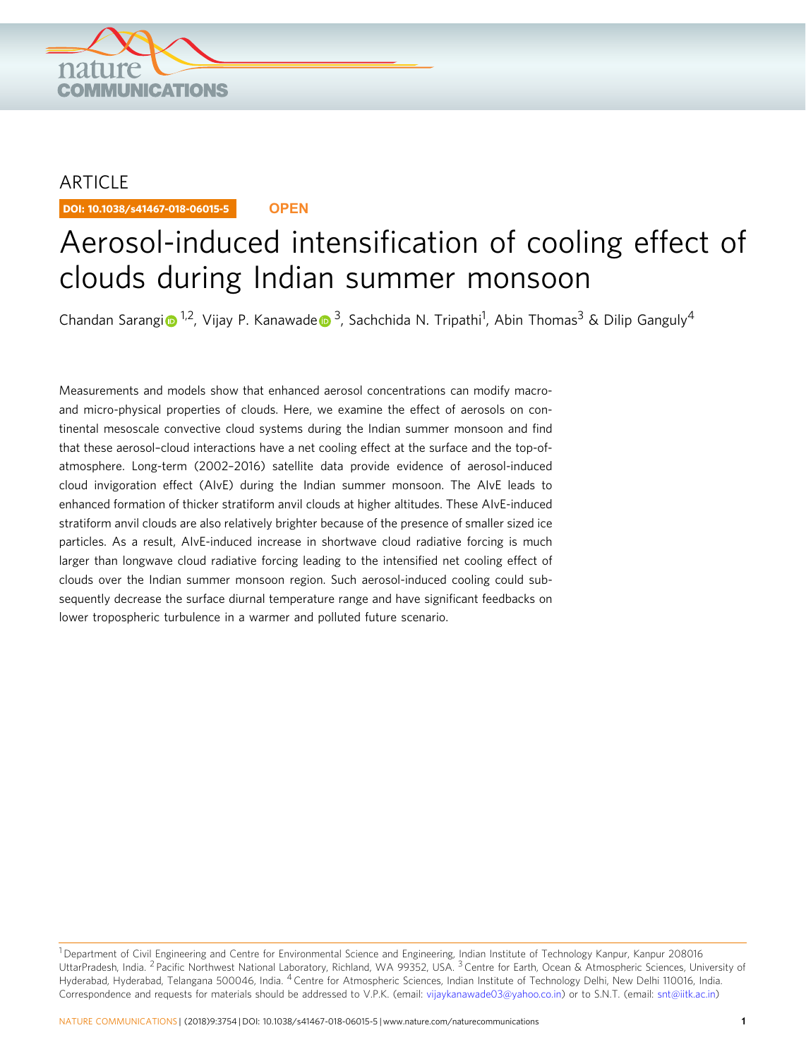ARTICLE

DOI: 10.1038/s41467-018-06015-5 **OPEN**

# Aerosol-induced intensification of cooling effect of clouds during Indian summer monsoon

Chandan Sarangi [1,2], Vijay P. Kanawade [3], Sachchida N. Tripathi[1], Abin Thomas[3] & Dilip Ganguly[4]

Measurements and models show that enhanced aerosol concentrations can modify macro- and micro-physical properties of clouds. Here, we examine the effect of aerosols on continental mesoscale convective cloud systems during the Indian summer monsoon and find that these aerosol–cloud interactions have a net cooling effect at the surface and the top-of-atmosphere. Long-term (2002–2016) satellite data provide evidence of aerosol-induced cloud invigoration effect (AIvE) during the Indian summer monsoon. The AIvE leads to enhanced formation of thicker stratiform anvil clouds at higher altitudes. These AIvE-induced stratiform anvil clouds are also relatively brighter because of the presence of smaller sized ice particles. As a result, AIvE-induced increase in shortwave cloud radiative forcing is much larger than longwave cloud radiative forcing leading to the intensified net cooling effect of clouds over the Indian summer monsoon region. Such aerosol-induced cooling could subsequently decrease the surface diurnal temperature range and have significant feedbacks on lower tropospheric turbulence in a warmer and polluted future scenario.

[1] Department of Civil Engineering and Centre for Environmental Science and Engineering, Indian Institute of Technology Kanpur, Kanpur 208016 UttarPradesh, India. [2] Pacific Northwest National Laboratory, Richland, WA 99352, USA. [3] Centre for Earth, Ocean & Atmospheric Sciences, University of Hyderabad, Hyderabad, Telangana 500046, India. [4] Centre for Atmospheric Sciences, Indian Institute of Technology Delhi, New Delhi 110016, India. Correspondence and requests for materials should be addressed to V.P.K. (email: vijaykanawade03@yahoo.co.in) or to S.N.T. (email: snt@iitk.ac.in)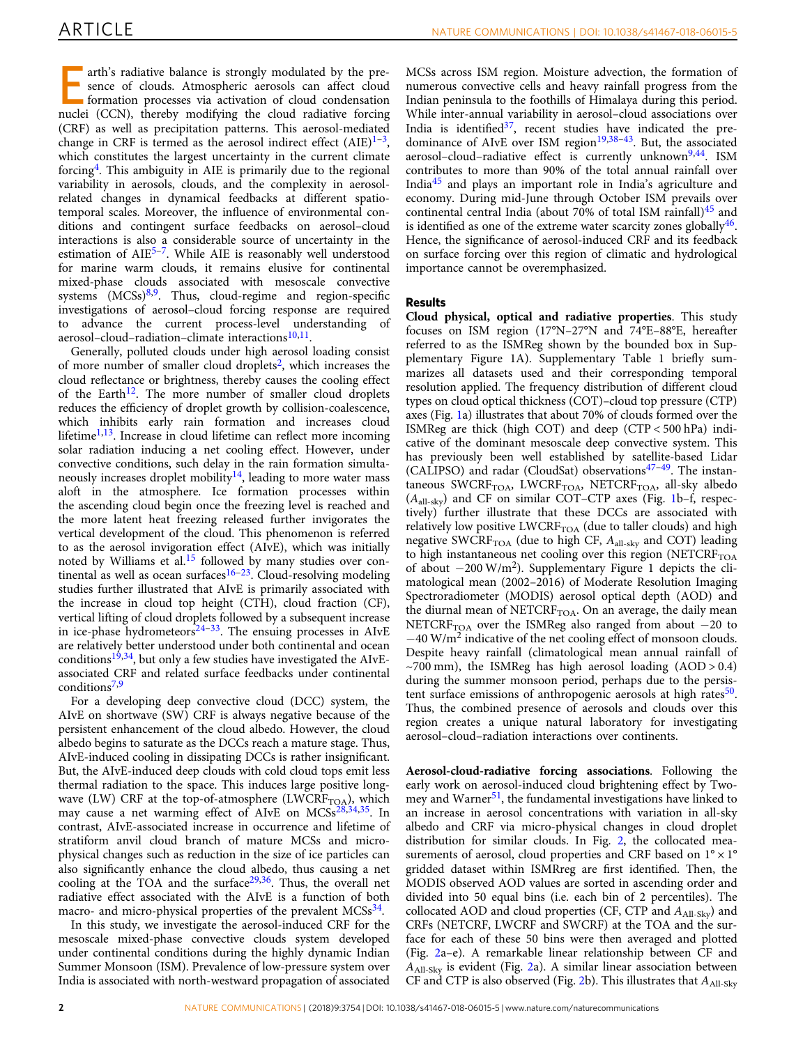Earth's radiative balance is strongly modulated by the presence of clouds. Atmospheric aerosols can affect cloud formation processes via activation of cloud condensation nuclei (CCN), thereby modifying the cloud radiative forcing (CRF) as well as precipitation patterns. This aerosol-mediated change in CRF is termed as the aerosol indirect effect (AIE)[1–3], which constitutes the largest uncertainty in the current climate forcing[4]. This ambiguity in AIE is primarily due to the regional variability in aerosols, clouds, and the complexity in aerosol-related changes in dynamical feedbacks at different spatio-temporal scales. Moreover, the influence of environmental conditions and contingent surface feedbacks on aerosol–cloud interactions is also a considerable source of uncertainty in the estimation of AIE[5–7]. While AIE is reasonably well understood for marine warm clouds, it remains elusive for continental mixed-phase clouds associated with mesoscale convective systems (MCSs)[8,9]. Thus, cloud-regime and region-specific investigations of aerosol–cloud forcing response are required to advance the current process-level understanding of aerosol–cloud–radiation–climate interactions[10,11].

Generally, polluted clouds under high aerosol loading consist of more number of smaller cloud droplets[2], which increases the cloud reflectance or brightness, thereby causes the cooling effect of the Earth[12]. The more number of smaller cloud droplets reduces the efficiency of droplet growth by collision-coalescence, which inhibits early rain formation and increases cloud lifetime[1,13]. Increase in cloud lifetime can reflect more incoming solar radiation inducing a net cooling effect. However, under convective conditions, such delay in the rain formation simultaneously increases droplet mobility[14], leading to more water mass aloft in the atmosphere. Ice formation processes within the ascending cloud begin once the freezing level is reached and the more latent heat freezing released further invigorates the vertical development of the cloud. This phenomenon is referred to as the aerosol invigoration effect (AIvE), which was initially noted by Williams et al.[15] followed by many studies over continental as well as ocean surfaces[16–23]. Cloud-resolving modeling studies further illustrated that AIvE is primarily associated with the increase in cloud top height (CTH), cloud fraction (CF), vertical lifting of cloud droplets followed by a subsequent increase in ice-phase hydrometeors[24–33]. The ensuing processes in AIvE are relatively better understood under both continental and ocean conditions[19,34], but only a few studies have investigated the AIvE-associated CRF and related surface feedbacks under continental conditions[7,9].

For a developing deep convective cloud (DCC) system, the AIvE on shortwave (SW) CRF is always negative because of the persistent enhancement of the cloud albedo. However, the cloud albedo begins to saturate as the DCCs reach a mature stage. Thus, AIvE-induced cooling in dissipating DCCs is rather insignificant. But, the AIvE-induced deep clouds with cold cloud tops emit less thermal radiation to the space. This induces large positive longwave (LW) CRF at the top-of-atmosphere ($LWCRF_{TOA}$), which may cause a net warming effect of AIvE on MCSs[28,34,35]. In contrast, AIvE-associated increase in occurrence and lifetime of stratiform anvil cloud branch of mature MCSs and microphysical changes such as reduction in the size of ice particles can also significantly enhance the cloud albedo, thus causing a net cooling at the TOA and the surface[29,36]. Thus, the overall net radiative effect associated with the AIvE is a function of both macro- and micro-physical properties of the prevalent MCSs[34].

In this study, we investigate the aerosol-induced CRF for the mesoscale mixed-phase convective clouds system developed under continental conditions during the highly dynamic Indian Summer Monsoon (ISM). Prevalence of low-pressure system over India is associated with north-westward propagation of associated MCSs across ISM region. Moisture advection, the formation of numerous convective cells and heavy rainfall progress from the Indian peninsula to the foothills of Himalaya during this period. While inter-annual variability in aerosol–cloud associations over India is identified[37], recent studies have indicated the predominance of AIvE over ISM region[19,38–43]. But, the associated aerosol–cloud–radiative effect is currently unknown[9,44]. ISM contributes to more than 90% of the total annual rainfall over India[45] and plays an important role in India's agriculture and economy. During mid-June through October ISM prevails over continental central India (about 70% of total ISM rainfall)[45] and is identified as one of the extreme water scarcity zones globally[46]. Hence, the significance of aerosol-induced CRF and its feedback on surface forcing over this region of climatic and hydrological importance cannot be overemphasized.

## Results

**Cloud physical, optical and radiative properties**. This study focuses on ISM region (17°N–27°N and 74°E–88°E, hereafter referred to as the ISMReg shown by the bounded box in Supplementary Figure 1A). Supplementary Table 1 briefly summarizes all datasets used and their corresponding temporal resolution applied. The frequency distribution of different cloud types on cloud optical thickness (COT)–cloud top pressure (CTP) axes (Fig. 1a) illustrates that about 70% of clouds formed over the ISMReg are thick (high COT) and deep (CTP < 500 hPa) indicative of the dominant mesoscale deep convective system. This has previously been well established by satellite-based Lidar (CALIPSO) and radar (CloudSat) observations[47–49]. The instantaneous $SWCRF_{TOA}$, $LWCRF_{TOA}$, $NETCRF_{TOA}$, all-sky albedo ($A_{all\text{-}sky}$) and CF on similar COT–CTP axes (Fig. 1b–f, respectively) further illustrate that these DCCs are associated with relatively low positive $LWCRF_{TOA}$ (due to taller clouds) and high negative $SWCRF_{TOA}$ (due to high CF, $A_{all\text{-}sky}$ and COT) leading to high instantaneous net cooling over this region ($NETCRF_{TOA}$ of about $-200$ W/m$^2$). Supplementary Figure 1 depicts the climatological mean (2002–2016) of Moderate Resolution Imaging Spectroradiometer (MODIS) aerosol optical depth (AOD) and the diurnal mean of $NETCRF_{TOA}$. On an average, the daily mean $NETCRF_{TOA}$ over the ISMReg also ranged from about $-20$ to $-40$ W/m$^2$ indicative of the net cooling effect of monsoon clouds. Despite heavy rainfall (climatological mean annual rainfall of ~700 mm), the ISMReg has high aerosol loading (AOD > 0.4) during the summer monsoon period, perhaps due to the persistent surface emissions of anthropogenic aerosols at high rates[50]. Thus, the combined presence of aerosols and clouds over this region creates a unique natural laboratory for investigating aerosol–cloud–radiation interactions over continents.

**Aerosol-cloud-radiative forcing associations**. Following the early work on aerosol-induced cloud brightening effect by Twomey and Warner[51], the fundamental investigations have linked to an increase in aerosol concentrations with variation in all-sky albedo and CRF via micro-physical changes in cloud droplet distribution for similar clouds. In Fig. 2, the collocated measurements of aerosol, cloud properties and CRF based on 1° × 1° gridded dataset within ISMReg are first identified. Then, the MODIS observed AOD values are sorted in ascending order and divided into 50 equal bins (i.e. each bin of 2 percentiles). The collocated AOD and cloud properties (CF, CTP and $A_{All\text{-}Sky}$) and CRFs (NETCRF, LWCRF and SWCRF) at the TOA and the surface for each of these 50 bins were then averaged and plotted (Fig. 2a–e). A remarkable linear relationship between CF and $A_{All\text{-}Sky}$ is evident (Fig. 2a). A similar linear association between CF and CTP is also observed (Fig. 2b). This illustrates that $A_{All\text{-}Sky}$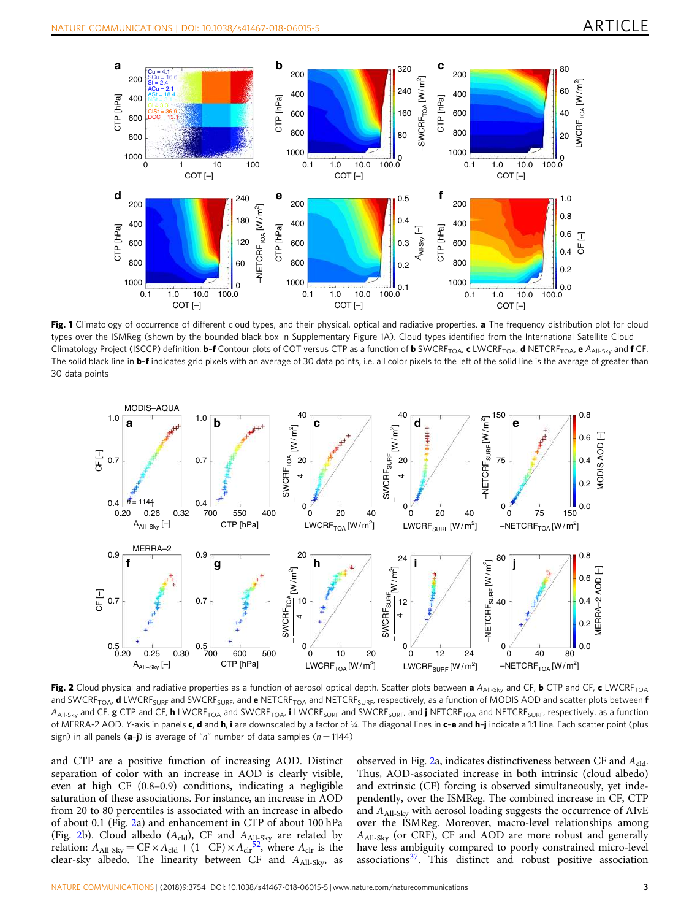**Fig. 1** Climatology of occurrence of different cloud types, and their physical, optical and radiative properties. **a** The frequency distribution plot for cloud types over the ISMReg (shown by the bounded black box in Supplementary Figure 1A). Cloud types identified from the International Satellite Cloud Climatology Project (ISCCP) definition. **b**–**f** Contour plots of COT versus CTP as a function of **b** $SWCRF_{TOA}$, **c** $LWCRF_{TOA}$, **d** $NETCRF_{TOA}$, **e** $A_{All\text{-}Sky}$ and **f** CF. The solid black line in **b**–**f** indicates grid pixels with an average of 30 data points, i.e. all color pixels to the left of the solid line is the average of greater than 30 data points

**Fig. 2** Cloud physical and radiative properties as a function of aerosol optical depth. Scatter plots between **a** $A_{All\text{-}Sky}$ and CF, **b** CTP and CF, **c** $LWCRF_{TOA}$ and $SWCRF_{TOA}$, **d** $LWCRF_{SURF}$ and $SWCRF_{SURF}$, and **e** $NETCRF_{TOA}$ and $NETCRF_{SURF}$, respectively, as a function of MODIS AOD and scatter plots between **f** $A_{All\text{-}Sky}$ and CF, **g** CTP and CF, **h** $LWCRF_{TOA}$ and $SWCRF_{TOA}$, **i** $LWCRF_{SURF}$ and $SWCRF_{SURF}$, and **j** $NETCRF_{TOA}$ and $NETCRF_{SURF}$, respectively, as a function of MERRA-2 AOD. Y-axis in panels **c**, **d** and **h**, **i** are downscaled by a factor of ¼. The diagonal lines in **c**–**e** and **h**–**j** indicate a 1:1 line. Each scatter point (plus sign) in all panels (**a**–**j**) is average of "*n*" number of data samples ($n = 1144$)

and CTP are a positive function of increasing AOD. Distinct separation of color with an increase in AOD is clearly visible, even at high CF (0.8–0.9) conditions, indicating a negligible saturation of these associations. For instance, an increase in AOD from 20 to 80 percentiles is associated with an increase in albedo of about 0.1 (Fig. 2a) and enhancement in CTP of about 100 hPa (Fig. 2b). Cloud albedo ($A_{cld}$), CF and $A_{All\text{-}Sky}$ are related by relation: $A_{All\text{-}Sky} = CF \times A_{cld} + (1{-}CF) \times A_{clr}$[52], where $A_{clr}$ is the clear-sky albedo. The linearity between CF and $A_{All\text{-}Sky}$, as observed in Fig. 2a, indicates distinctiveness between CF and $A_{cld}$. Thus, AOD-associated increase in both intrinsic (cloud albedo) and extrinsic (CF) forcing is observed simultaneously, yet independently, over the ISMReg. The combined increase in CF, CTP and $A_{All\text{-}Sky}$ with aerosol loading suggests the occurrence of AIvE over the ISMReg. Moreover, macro-level relationships among $A_{All\text{-}Sky}$ (or CRF), CF and AOD are more robust and generally have less ambiguity compared to poorly constrained micro-level associations[37]. This distinct and robust positive association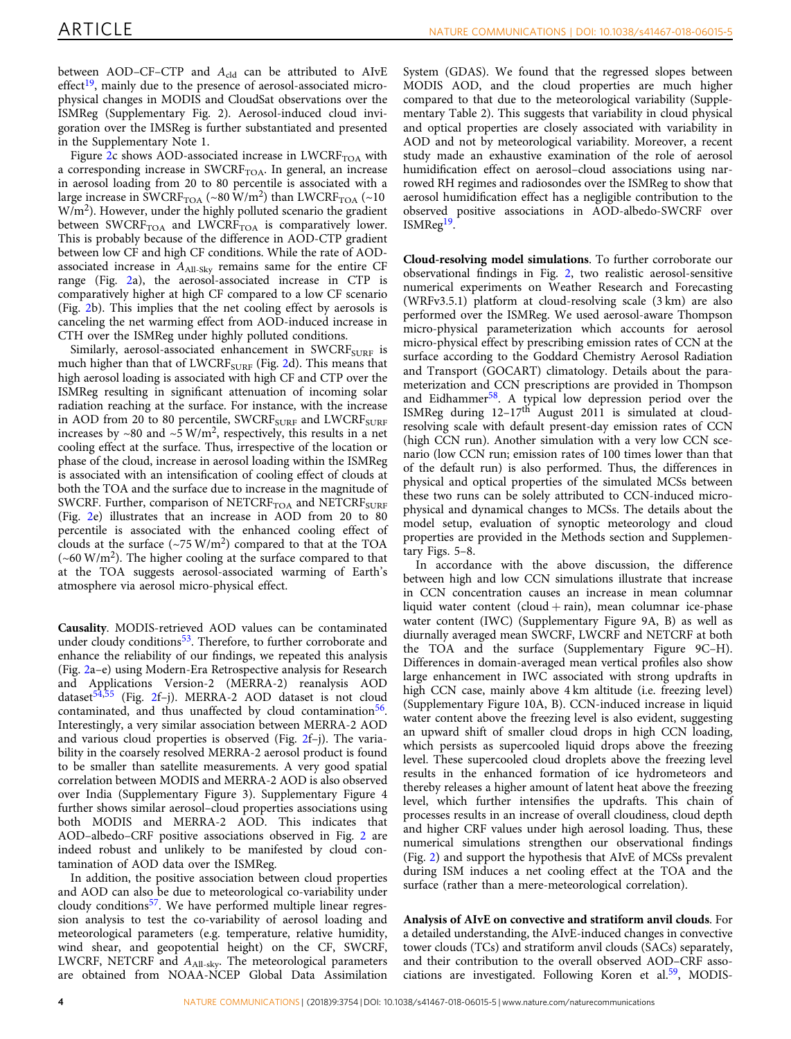between AOD–CF–CTP and $A_{cld}$ can be attributed to AIvE effect[19], mainly due to the presence of aerosol-associated microphysical changes in MODIS and CloudSat observations over the ISMReg (Supplementary Fig. 2). Aerosol-induced cloud invigoration over the IMSReg is further substantiated and presented in the Supplementary Note 1.

Figure 2c shows AOD-associated increase in $LWCRF_{TOA}$ with a corresponding increase in $SWCRF_{TOA}$. In general, an increase in aerosol loading from 20 to 80 percentile is associated with a large increase in $SWCRF_{TOA}$ (~80 W/m$^2$) than $LWCRF_{TOA}$ (~10 W/m$^2$). However, under the highly polluted scenario the gradient between $SWCRF_{TOA}$ and $LWCRF_{TOA}$ is comparatively lower. This is probably because of the difference in AOD-CTP gradient between low CF and high CF conditions. While the rate of AOD-associated increase in $A_{All\text{-}Sky}$ remains same for the entire CF range (Fig. 2a), the aerosol-associated increase in CTP is comparatively higher at high CF compared to a low CF scenario (Fig. 2b). This implies that the net cooling effect by aerosols is canceling the net warming effect from AOD-induced increase in CTH over the ISMReg under highly polluted conditions.

Similarly, aerosol-associated enhancement in $SWCRF_{SURF}$ is much higher than that of $LWCRF_{SURF}$ (Fig. 2d). This means that high aerosol loading is associated with high CF and CTP over the ISMReg resulting in significant attenuation of incoming solar radiation reaching at the surface. For instance, with the increase in AOD from 20 to 80 percentile, $SWCRF_{SURF}$ and $LWCRF_{SURF}$ increases by ~80 and ~5 W/m$^2$, respectively, this results in a net cooling effect at the surface. Thus, irrespective of the location or phase of the cloud, increase in aerosol loading within the ISMReg is associated with an intensification of cooling effect of clouds at both the TOA and the surface due to increase in the magnitude of SWCRF. Further, comparison of $NETCRF_{TOA}$ and $NETCRF_{SURF}$ (Fig. 2e) illustrates that an increase in AOD from 20 to 80 percentile is associated with the enhanced cooling effect of clouds at the surface (~75 W/m$^2$) compared to that at the TOA (~60 W/m$^2$). The higher cooling at the surface compared to that at the TOA suggests aerosol-associated warming of Earth's atmosphere via aerosol micro-physical effect.

**Causality**. MODIS-retrieved AOD values can be contaminated under cloudy conditions[53]. Therefore, to further corroborate and enhance the reliability of our findings, we repeated this analysis (Fig. 2a–e) using Modern-Era Retrospective analysis for Research and Applications Version-2 (MERRA-2) reanalysis AOD dataset[54,55] (Fig. 2f–j). MERRA-2 AOD dataset is not cloud contaminated, and thus unaffected by cloud contamination[56]. Interestingly, a very similar association between MERRA-2 AOD and various cloud properties is observed (Fig. 2f–j). The variability in the coarsely resolved MERRA-2 aerosol product is found to be smaller than satellite measurements. A very good spatial correlation between MODIS and MERRA-2 AOD is also observed over India (Supplementary Figure 3). Supplementary Figure 4 further shows similar aerosol–cloud properties associations using both MODIS and MERRA-2 AOD. This indicates that AOD–albedo–CRF positive associations observed in Fig. 2 are indeed robust and unlikely to be manifested by cloud contamination of AOD data over the ISMReg.

In addition, the positive association between cloud properties and AOD can also be due to meteorological co-variability under cloudy conditions[57]. We have performed multiple linear regression analysis to test the co-variability of aerosol loading and meteorological parameters (e.g. temperature, relative humidity, wind shear, and geopotential height) on the CF, SWCRF, LWCRF, NETCRF and $A_{All\text{-}sky}$. The meteorological parameters are obtained from NOAA-NCEP Global Data Assimilation System (GDAS). We found that the regressed slopes between MODIS AOD, and the cloud properties are much higher compared to that due to the meteorological variability (Supplementary Table 2). This suggests that variability in cloud physical and optical properties are closely associated with variability in AOD and not by meteorological variability. Moreover, a recent study made an exhaustive examination of the role of aerosol humidification effect on aerosol–cloud associations using narrowed RH regimes and radiosondes over the ISMReg to show that aerosol humidification effect has a negligible contribution to the observed positive associations in AOD-albedo-SWCRF over ISMReg[19].

**Cloud-resolving model simulations**. To further corroborate our observational findings in Fig. 2, two realistic aerosol-sensitive numerical experiments on Weather Research and Forecasting (WRFv3.5.1) platform at cloud-resolving scale (3 km) are also performed over the ISMReg. We used aerosol-aware Thompson micro-physical parameterization which accounts for aerosol micro-physical effect by prescribing emission rates of CCN at the surface according to the Goddard Chemistry Aerosol Radiation and Transport (GOCART) climatology. Details about the parameterization and CCN prescriptions are provided in Thompson and Eidhammer[58]. A typical low depression period over the ISMReg during 12–17$^{th}$ August 2011 is simulated at cloud-resolving scale with default present-day emission rates of CCN (high CCN run). Another simulation with a very low CCN scenario (low CCN run; emission rates of 100 times lower than that of the default run) is also performed. Thus, the differences in physical and optical properties of the simulated MCSs between these two runs can be solely attributed to CCN-induced microphysical and dynamical changes to MCSs. The details about the model setup, evaluation of synoptic meteorology and cloud properties are provided in the Methods section and Supplementary Figs. 5–8.

In accordance with the above discussion, the difference between high and low CCN simulations illustrate that increase in CCN concentration causes an increase in mean columnar liquid water content (cloud + rain), mean columnar ice-phase water content (IWC) (Supplementary Figure 9A, B) as well as diurnally averaged mean SWCRF, LWCRF and NETCRF at both the TOA and the surface (Supplementary Figure 9C–H). Differences in domain-averaged mean vertical profiles also show large enhancement in IWC associated with strong updrafts in high CCN case, mainly above 4 km altitude (i.e. freezing level) (Supplementary Figure 10A, B). CCN-induced increase in liquid water content above the freezing level is also evident, suggesting an upward shift of smaller cloud drops in high CCN loading, which persists as supercooled liquid drops above the freezing level. These supercooled cloud droplets above the freezing level results in the enhanced formation of ice hydrometeors and thereby releases a higher amount of latent heat above the freezing level, which further intensifies the updrafts. This chain of processes results in an increase of overall cloudiness, cloud depth and higher CRF values under high aerosol loading. Thus, these numerical simulations strengthen our observational findings (Fig. 2) and support the hypothesis that AIvE of MCSs prevalent during ISM induces a net cooling effect at the TOA and the surface (rather than a mere-meteorological correlation).

**Analysis of AIvE on convective and stratiform anvil clouds**. For a detailed understanding, the AIvE-induced changes in convective tower clouds (TCs) and stratiform anvil clouds (SACs) separately, and their contribution to the overall observed AOD–CRF associations are investigated. Following Koren et al.[59], MODIS-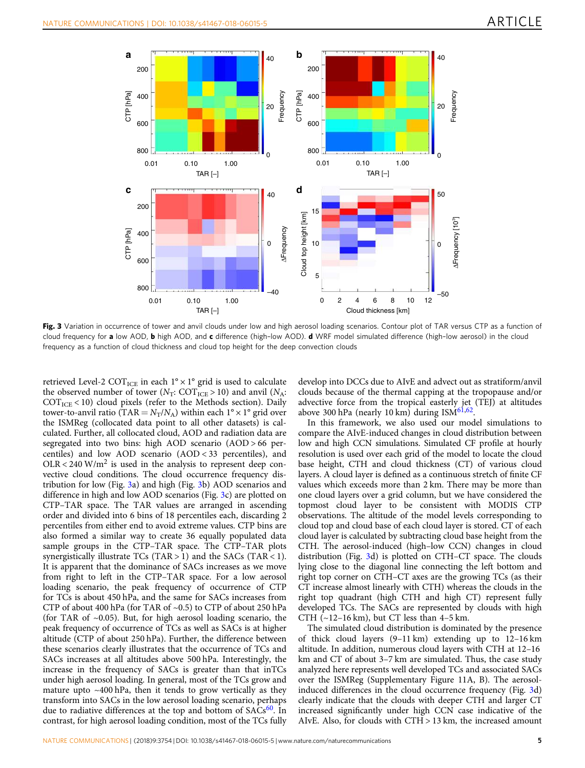**Fig. 3** Variation in occurrence of tower and anvil clouds under low and high aerosol loading scenarios. Contour plot of TAR versus CTP as a function of cloud frequency for **a** low AOD, **b** high AOD, and **c** difference (high–low AOD). **d** WRF model simulated difference (high–low aerosol) in the cloud frequency as a function of cloud thickness and cloud top height for the deep convection clouds

retrieved Level-2 $COT_{ICE}$ in each 1° × 1° grid is used to calculate the observed number of tower ($N_T$: $COT_{ICE} > 10$) and anvil ($N_A$: $COT_{ICE} < 10$) cloud pixels (refer to the Methods section). Daily tower-to-anvil ratio ($TAR = N_T/N_A$) within each 1° × 1° grid over the ISMReg (collocated data point to all other datasets) is calculated. Further, all collocated cloud, AOD and radiation data are segregated into two bins: high AOD scenario (AOD > 66 percentiles) and low AOD scenario (AOD < 33 percentiles), and OLR < 240 $W/m^2$ is used in the analysis to represent deep convective cloud conditions. The cloud occurrence frequency distribution for low (Fig. 3a) and high (Fig. 3b) AOD scenarios and difference in high and low AOD scenarios (Fig. 3c) are plotted on CTP–TAR space. The TAR values are arranged in ascending order and divided into 6 bins of 18 percentiles each, discarding 2 percentiles from either end to avoid extreme values. CTP bins are also formed in a similar way to create 36 equally populated data sample groups in the CTP–TAR space. The CTP–TAR plots synergistically illustrate TCs (TAR > 1) and the SACs (TAR < 1). It is apparent that the dominance of SACs increases as we move from right to left in the CTP–TAR space. For a low aerosol loading scenario, the peak frequency of occurrence of CTP for TCs is about 450 hPa, and the same for SACs increases from CTP of about 400 hPa (for TAR of ~0.5) to CTP of about 250 hPa (for TAR of ~0.05). But, for high aerosol loading scenario, the peak frequency of occurrence of TCs as well as SACs is at higher altitude (CTP of about 250 hPa). Further, the difference between these scenarios clearly illustrates that the occurrence of TCs and SACs increases at all altitudes above 500 hPa. Interestingly, the increase in the frequency of SACs is greater than that inTCs under high aerosol loading. In general, most of the TCs grow and mature upto ~400 hPa, then it tends to grow vertically as they transform into SACs in the low aerosol loading scenario, perhaps due to radiative differences at the top and bottom of SACs[60]. In contrast, for high aerosol loading condition, most of the TCs fully develop into DCCs due to AIvE and advect out as stratiform/anvil clouds because of the thermal capping at the tropopause and/or advective force from the tropical easterly jet (TEJ) at altitudes above 300 hPa (nearly 10 km) during ISM[61,62].

In this framework, we also used our model simulations to compare the AIvE-induced changes in cloud distribution between low and high CCN simulations. Simulated CF profile at hourly resolution is used over each grid of the model to locate the cloud base height, CTH and cloud thickness (CT) of various cloud layers. A cloud layer is defined as a continuous stretch of finite CF values which exceeds more than 2 km. There may be more than one cloud layers over a grid column, but we have considered the topmost cloud layer to be consistent with MODIS CTP observations. The altitude of the model levels corresponding to cloud top and cloud base of each cloud layer is stored. CT of each cloud layer is calculated by subtracting cloud base height from the CTH. The aerosol-induced (high–low CCN) changes in cloud distribution (Fig. 3d) is plotted on CTH–CT space. The clouds lying close to the diagonal line connecting the left bottom and right top corner on CTH–CT axes are the growing TCs (as their CT increase almost linearly with CTH) whereas the clouds in the right top quadrant (high CTH and high CT) represent fully developed TCs. The SACs are represented by clouds with high CTH (~12–16 km), but CT less than 4–5 km.

The simulated cloud distribution is dominated by the presence of thick cloud layers (9–11 km) extending up to 12–16 km altitude. In addition, numerous cloud layers with CTH at 12–16 km and CT of about 3–7 km are simulated. Thus, the case study analyzed here represents well developed TCs and associated SACs over the ISMReg (Supplementary Figure 11A, B). The aerosol-induced differences in the cloud occurrence frequency (Fig. 3d) clearly indicate that the clouds with deeper CTH and larger CT increased significantly under high CCN case indicative of the AIvE. Also, for clouds with CTH > 13 km, the increased amount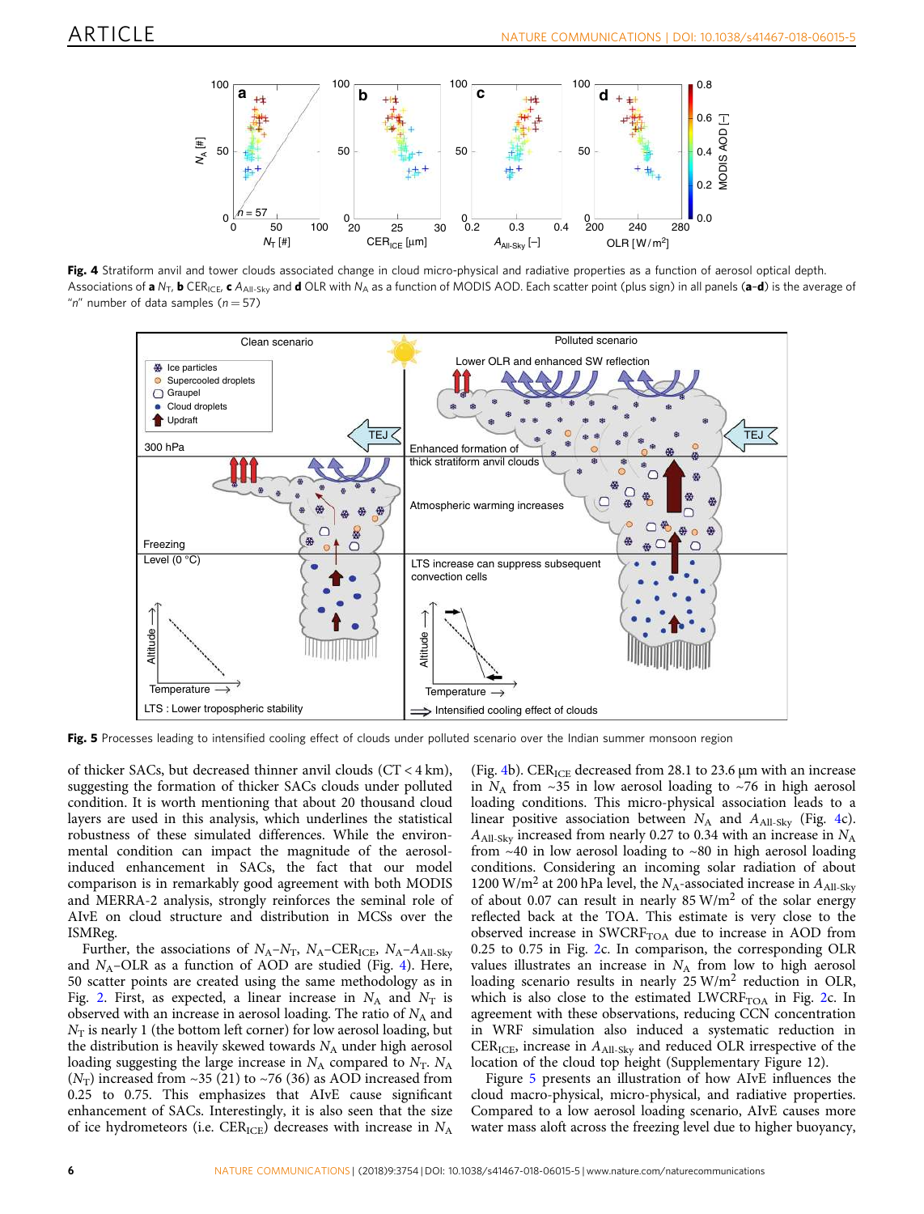**Fig. 4** Stratiform anvil and tower clouds associated change in cloud micro-physical and radiative properties as a function of aerosol optical depth. Associations of **a** $N_T$, **b** $CER_{ICE}$, **c** $A_{All\text{-}Sky}$ and **d** OLR with $N_A$ as a function of MODIS AOD. Each scatter point (plus sign) in all panels (**a**–**d**) is the average of "$n$" number of data samples ($n = 57$)

**Fig. 5** Processes leading to intensified cooling effect of clouds under polluted scenario over the Indian summer monsoon region

of thicker SACs, but decreased thinner anvil clouds (CT < 4 km), suggesting the formation of thicker SACs clouds under polluted condition. It is worth mentioning that about 20 thousand cloud layers are used in this analysis, which underlines the statistical robustness of these simulated differences. While the environmental condition can impact the magnitude of the aerosol-induced enhancement in SACs, the fact that our model comparison is in remarkably good agreement with both MODIS and MERRA-2 analysis, strongly reinforces the seminal role of AIvE on cloud structure and distribution in MCSs over the ISMReg.

Further, the associations of $N_A$–$N_T$, $N_A$–$CER_{ICE}$, $N_A$–$A_{All\text{-}Sky}$ and $N_A$–OLR as a function of AOD are studied (Fig. 4). Here, 50 scatter points are created using the same methodology as in Fig. 2. First, as expected, a linear increase in $N_A$ and $N_T$ is observed with an increase in aerosol loading. The ratio of $N_A$ and $N_T$ is nearly 1 (the bottom left corner) for low aerosol loading, but the distribution is heavily skewed towards $N_A$ under high aerosol loading suggesting the large increase in $N_A$ compared to $N_T$. $N_A$ ($N_T$) increased from ~35 (21) to ~76 (36) as AOD increased from 0.25 to 0.75. This emphasizes that AIvE cause significant enhancement of SACs. Interestingly, it is also seen that the size of ice hydrometeors (i.e. $CER_{ICE}$) decreases with increase in $N_A$ (Fig. 4b). $CER_{ICE}$ decreased from 28.1 to 23.6 μm with an increase in $N_A$ from ~35 in low aerosol loading to ~76 in high aerosol loading conditions. This micro-physical association leads to a linear positive association between $N_A$ and $A_{All\text{-}Sky}$ (Fig. 4c). $A_{All\text{-}Sky}$ increased from nearly 0.27 to 0.34 with an increase in $N_A$ from ~40 in low aerosol loading to ~80 in high aerosol loading conditions. Considering an incoming solar radiation of about 1200 W/m$^2$ at 200 hPa level, the $N_A$-associated increase in $A_{All\text{-}Sky}$ of about 0.07 can result in nearly 85 W/m$^2$ of the solar energy reflected back at the TOA. This estimate is very close to the observed increase in $SWCRF_{TOA}$ due to increase in AOD from 0.25 to 0.75 in Fig. 2c. In comparison, the corresponding OLR values illustrates an increase in $N_A$ from low to high aerosol loading scenario results in nearly 25 W/m$^2$ reduction in OLR, which is also close to the estimated $LWCRF_{TOA}$ in Fig. 2c. In agreement with these observations, reducing CCN concentration in WRF simulation also induced a systematic reduction in $CER_{ICE}$, increase in $A_{All\text{-}Sky}$ and reduced OLR irrespective of the location of the cloud top height (Supplementary Figure 12).

Figure 5 presents an illustration of how AIvE influences the cloud macro-physical, micro-physical, and radiative properties. Compared to a low aerosol loading scenario, AIvE causes more water mass aloft across the freezing level due to higher buoyancy,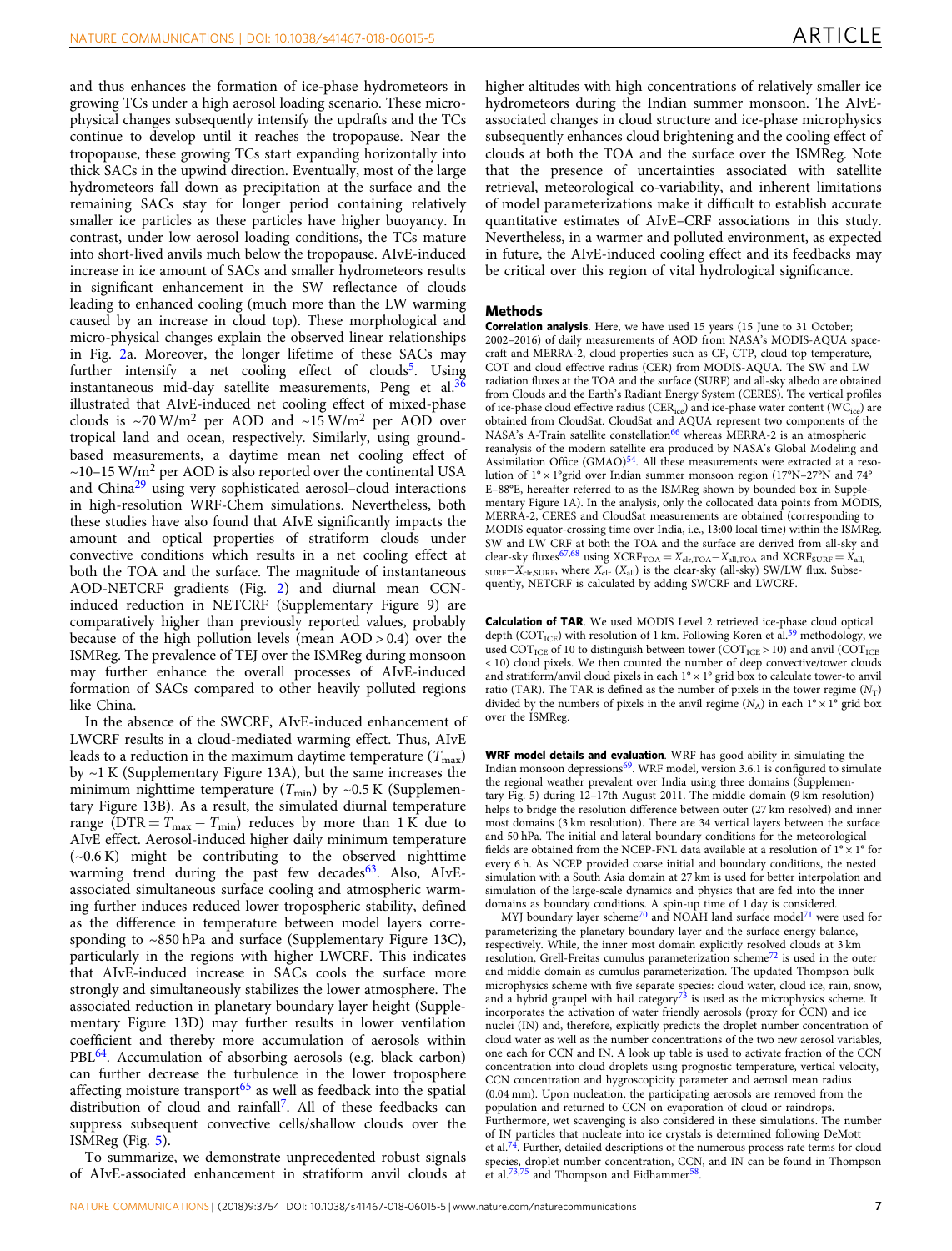and thus enhances the formation of ice-phase hydrometeors in growing TCs under a high aerosol loading scenario. These microphysical changes subsequently intensify the updrafts and the TCs continue to develop until it reaches the tropopause. Near the tropopause, these growing TCs start expanding horizontally into thick SACs in the upwind direction. Eventually, most of the large hydrometeors fall down as precipitation at the surface and the remaining SACs stay for longer period containing relatively smaller ice particles as these particles have higher buoyancy. In contrast, under low aerosol loading conditions, the TCs mature into short-lived anvils much below the tropopause. AIvE-induced increase in ice amount of SACs and smaller hydrometeors results in significant enhancement in the SW reflectance of clouds leading to enhanced cooling (much more than the LW warming caused by an increase in cloud top). These morphological and micro-physical changes explain the observed linear relationships in Fig. 2a. Moreover, the longer lifetime of these SACs may further intensify a net cooling effect of clouds[5]. Using instantaneous mid-day satellite measurements, Peng et al.[36] illustrated that AIvE-induced net cooling effect of mixed-phase clouds is ~70 W/m$^2$ per AOD and ~15 W/m$^2$ per AOD over tropical land and ocean, respectively. Similarly, using ground-based measurements, a daytime mean net cooling effect of ~10–15 W/m$^2$ per AOD is also reported over the continental USA and China[29] using very sophisticated aerosol–cloud interactions in high-resolution WRF-Chem simulations. Nevertheless, both these studies have also found that AIvE significantly impacts the amount and optical properties of stratiform clouds under convective conditions which results in a net cooling effect at both the TOA and the surface. The magnitude of instantaneous AOD-NETCRF gradients (Fig. 2) and diurnal mean CCN-induced reduction in NETCRF (Supplementary Figure 9) are comparatively higher than previously reported values, probably because of the high pollution levels (mean AOD > 0.4) over the ISMReg. The prevalence of TEJ over the ISMReg during monsoon may further enhance the overall processes of AIvE-induced formation of SACs compared to other heavily polluted regions like China.

In the absence of the SWCRF, AIvE-induced enhancement of LWCRF results in a cloud-mediated warming effect. Thus, AIvE leads to a reduction in the maximum daytime temperature ($T_{max}$) by ~1 K (Supplementary Figure 13A), but the same increases the minimum nighttime temperature ($T_{min}$) by ~0.5 K (Supplementary Figure 13B). As a result, the simulated diurnal temperature range (DTR = $T_{max} - T_{min}$) reduces by more than 1 K due to AIvE effect. Aerosol-induced higher daily minimum temperature (~0.6 K) might be contributing to the observed nighttime warming trend during the past few decades[63]. Also, AIvE-associated simultaneous surface cooling and atmospheric warming further induces reduced lower tropospheric stability, defined as the difference in temperature between model layers corresponding to ~850 hPa and surface (Supplementary Figure 13C), particularly in the regions with higher LWCRF. This indicates that AIvE-induced increase in SACs cools the surface more strongly and simultaneously stabilizes the lower atmosphere. The associated reduction in planetary boundary layer height (Supplementary Figure 13D) may further results in lower ventilation coefficient and thereby more accumulation of aerosols within PBL[64]. Accumulation of absorbing aerosols (e.g. black carbon) can further decrease the turbulence in the lower troposphere affecting moisture transport[65] as well as feedback into the spatial distribution of cloud and rainfall[7]. All of these feedbacks can suppress subsequent convective cells/shallow clouds over the ISMReg (Fig. 5).

To summarize, we demonstrate unprecedented robust signals of AIvE-associated enhancement in stratiform anvil clouds at higher altitudes with high concentrations of relatively smaller ice hydrometeors during the Indian summer monsoon. The AIvE-associated changes in cloud structure and ice-phase microphysics subsequently enhances cloud brightening and the cooling effect of clouds at both the TOA and the surface over the ISMReg. Note that the presence of uncertainties associated with satellite retrieval, meteorological co-variability, and inherent limitations of model parameterizations make it difficult to establish accurate quantitative estimates of AIvE–CRF associations in this study. Nevertheless, in a warmer and polluted environment, as expected in future, the AIvE-induced cooling effect and its feedbacks may be critical over this region of vital hydrological significance.

## Methods

**Correlation analysis**. Here, we have used 15 years (15 June to 31 October; 2002–2016) of daily measurements of AOD from NASA's MODIS-AQUA spacecraft and MERRA-2, cloud properties such as CF, CTP, cloud top temperature, COT and cloud effective radius (CER) from MODIS-AQUA. The SW and LW radiation fluxes at the TOA and the surface (SURF) and all-sky albedo are obtained from Clouds and the Earth's Radiant Energy System (CERES). The vertical profiles of ice-phase cloud effective radius ($CER_{ice}$) and ice-phase water content ($WC_{ice}$) are obtained from CloudSat. CloudSat and AQUA represent two components of the NASA's A-Train satellite constellation[66] whereas MERRA-2 is an atmospheric reanalysis of the modern satellite era produced by NASA's Global Modeling and Assimilation Office (GMAO)[54]. All these measurements were extracted at a resolution of 1° × 1°grid over Indian summer monsoon region (17°N–27°N and 74° E–88°E, hereafter referred to as the ISMReg shown by bounded box in Supplementary Figure 1A). In the analysis, only the collocated data points from MODIS, MERRA-2, CERES and CloudSat measurements are obtained (corresponding to MODIS equator-crossing time over India, i.e., 13:00 local time) within the ISMReg. SW and LW CRF at both the TOA and the surface are derived from all-sky and clear-sky fluxes[67,68] using $XCRF_{TOA} = X_{clr,TOA} - X_{all,TOA}$ and $XCRF_{SURF} = X_{all,SURF} - X_{clr,SURF}$, where $X_{clr}$ ($X_{all}$) is the clear-sky (all-sky) SW/LW flux. Subsequently, NETCRF is calculated by adding SWCRF and LWCRF.

**Calculation of TAR**. We used MODIS Level 2 retrieved ice-phase cloud optical depth ($COT_{ICE}$) with resolution of 1 km. Following Koren et al.[59] methodology, we used $COT_{ICE}$ of 10 to distinguish between tower ($COT_{ICE} > 10$) and anvil ($COT_{ICE} < 10$) cloud pixels. We then counted the number of deep convective/tower clouds and stratiform/anvil cloud pixels in each 1° × 1° grid box to calculate tower-to anvil ratio (TAR). The TAR is defined as the number of pixels in the tower regime ($N_T$) divided by the numbers of pixels in the anvil regime ($N_A$) in each 1° × 1° grid box over the ISMReg.

**WRF model details and evaluation**. WRF has good ability in simulating the Indian monsoon depressions[69]. WRF model, version 3.6.1 is configured to simulate the regional weather prevalent over India using three domains (Supplementary Fig. 5) during 12–17th August 2011. The middle domain (9 km resolution) helps to bridge the resolution difference between outer (27 km resolved) and inner most domains (3 km resolution). There are 34 vertical layers between the surface and 50 hPa. The initial and lateral boundary conditions for the meteorological fields are obtained from the NCEP-FNL data available at a resolution of 1° × 1° for every 6 h. As NCEP provided coarse initial and boundary conditions, the nested simulation with a South Asia domain at 27 km is used for better interpolation and simulation of the large-scale dynamics and physics that are fed into the inner domains as boundary conditions. A spin-up time of 1 day is considered.

MYJ boundary layer scheme[70] and NOAH land surface model[71] were used for parameterizing the planetary boundary layer and the surface energy balance, respectively. While, the inner most domain explicitly resolved clouds at 3 km resolution, Grell-Freitas cumulus parameterization scheme[72] is used in the outer and middle domain as cumulus parameterization. The updated Thompson bulk microphysics scheme with five separate species: cloud water, cloud ice, rain, snow, and a hybrid graupel with hail category[73] is used as the microphysics scheme. It incorporates the activation of water friendly aerosols (proxy for CCN) and ice nuclei (IN) and, therefore, explicitly predicts the droplet number concentration of cloud water as well as the number concentrations of the two new aerosol variables, one each for CCN and IN. A look up table is used to activate fraction of the CCN concentration into cloud droplets using prognostic temperature, vertical velocity, CCN concentration and hygroscopicity parameter and aerosol mean radius (0.04 mm). Upon nucleation, the participating aerosols are removed from the population and returned to CCN on evaporation of cloud or raindrops. Furthermore, wet scavenging is also considered in these simulations. The number of IN particles that nucleate into ice crystals is determined following DeMott et al.[74]. Further, detailed descriptions of the numerous process rate terms for cloud species, droplet number concentration, CCN, and IN can be found in Thompson et al.[73,75] and Thompson and Eidhammer[58].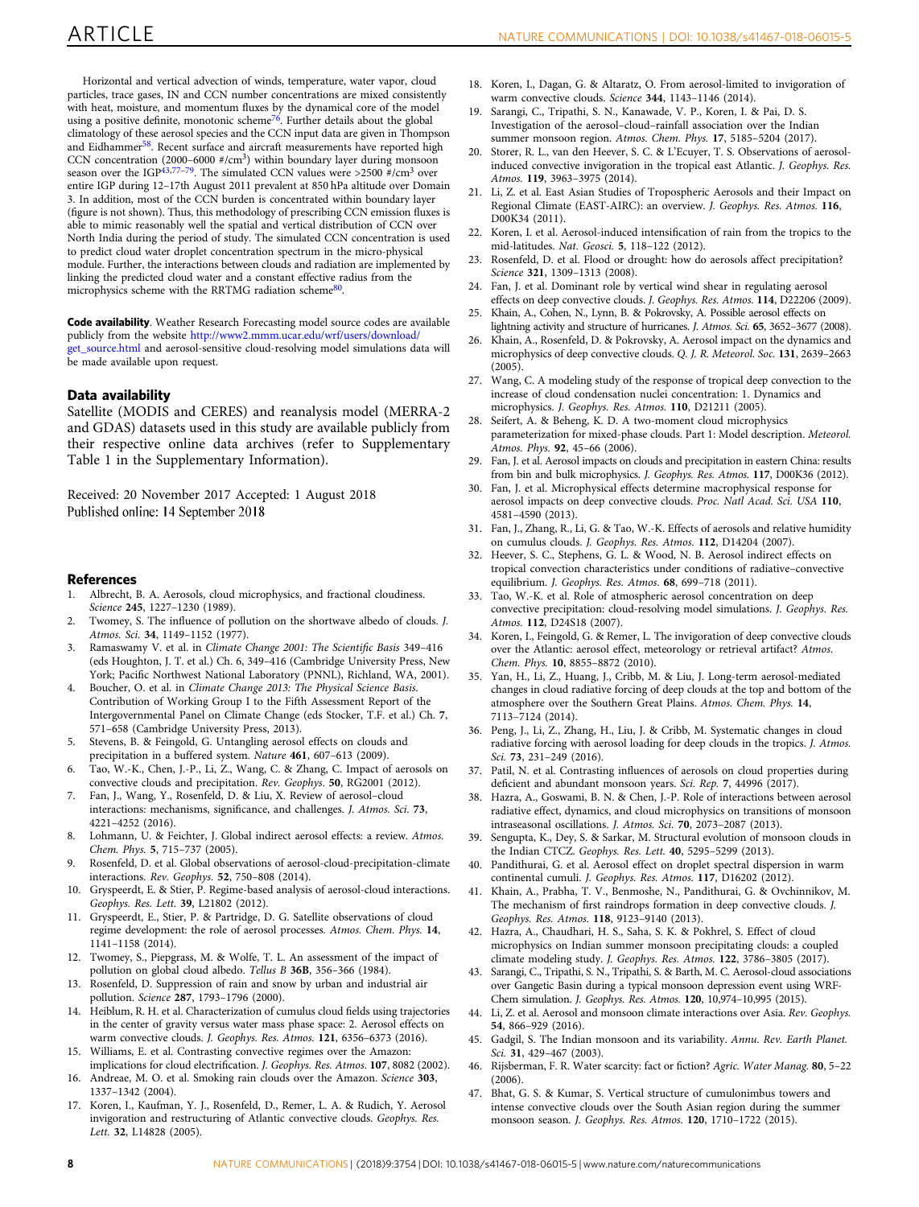Horizontal and vertical advection of winds, temperature, water vapor, cloud particles, trace gases, IN and CCN number concentrations are mixed consistently with heat, moisture, and momentum fluxes by the dynamical core of the model using a positive definite, monotonic scheme[76]. Further details about the global climatology of these aerosol species and the CCN input data are given in Thompson and Eidhammer[58]. Recent surface and aircraft measurements have reported high CCN concentration (2000–6000 #/cm$^3$) within boundary layer during monsoon season over the IGP[43,77–79]. The simulated CCN values were >2500 #/cm$^3$ over entire IGP during 12–17th August 2011 prevalent at 850 hPa altitude over Domain 3. In addition, most of the CCN burden is concentrated within boundary layer (figure is not shown). Thus, this methodology of prescribing CCN emission fluxes is able to mimic reasonably well the spatial and vertical distribution of CCN over North India during the period of study. The simulated CCN concentration is used to predict cloud water droplet concentration spectrum in the micro-physical module. Further, the interactions between clouds and radiation are implemented by linking the predicted cloud water and a constant effective radius from the microphysics scheme with the RRTMG radiation scheme[80].

**Code availability**. Weather Research Forecasting model source codes are available publicly from the website http://www2.mmm.ucar.edu/wrf/users/download/get_source.html and aerosol-sensitive cloud-resolving model simulations data will be made available upon request.

## Data availability

Satellite (MODIS and CERES) and reanalysis model (MERRA-2 and GDAS) datasets used in this study are available publicly from their respective online data archives (refer to Supplementary Table 1 in the Supplementary Information).

Received: 20 November 2017 Accepted: 1 August 2018
Published online: 14 September 2018

## References

1. Albrecht, B. A. Aerosols, cloud microphysics, and fractional cloudiness. *Science* **245**, 1227–1230 (1989).
2. Twomey, S. The influence of pollution on the shortwave albedo of clouds. *J. Atmos. Sci.* **34**, 1149–1152 (1977).
3. Ramaswamy V. et al. in *Climate Change 2001: The Scientific Basis* 349–416 (eds Houghton, J. T. et al.) Ch. 6, 349–416 (Cambridge University Press, New York; Pacific Northwest National Laboratory (PNNL), Richland, WA, 2001).
4. Boucher, O. et al. in *Climate Change 2013: The Physical Science Basis*. Contribution of Working Group I to the Fifth Assessment Report of the Intergovernmental Panel on Climate Change (eds Stocker, T.F. et al.) Ch. 7, 571–658 (Cambridge University Press, 2013).
5. Stevens, B. & Feingold, G. Untangling aerosol effects on clouds and precipitation in a buffered system. *Nature* **461**, 607–613 (2009).
6. Tao, W.-K., Chen, J.-P., Li, Z., Wang, C. & Zhang, C. Impact of aerosols on convective clouds and precipitation. *Rev. Geophys*. **50**, RG2001 (2012).
7. Fan, J., Wang, Y., Rosenfeld, D. & Liu, X. Review of aerosol–cloud interactions: mechanisms, significance, and challenges. *J. Atmos. Sci.* **73**, 4221–4252 (2016).
8. Lohmann, U. & Feichter, J. Global indirect aerosol effects: a review. *Atmos. Chem. Phys.* **5**, 715–737 (2005).
9. Rosenfeld, D. et al. Global observations of aerosol-cloud-precipitation-climate interactions. *Rev. Geophys.* **52**, 750–808 (2014).
10. Gryspeerdt, E. & Stier, P. Regime-based analysis of aerosol-cloud interactions. *Geophys. Res. Lett.* **39**, L21802 (2012).
11. Gryspeerdt, E., Stier, P. & Partridge, D. G. Satellite observations of cloud regime development: the role of aerosol processes. *Atmos. Chem. Phys.* **14**, 1141–1158 (2014).
12. Twomey, S., Piepgrass, M. & Wolfe, T. L. An assessment of the impact of pollution on global cloud albedo. *Tellus B* **36B**, 356–366 (1984).
13. Rosenfeld, D. Suppression of rain and snow by urban and industrial air pollution. *Science* **287**, 1793–1796 (2000).
14. Heiblum, R. H. et al. Characterization of cumulus cloud fields using trajectories in the center of gravity versus water mass phase space: 2. Aerosol effects on warm convective clouds. *J. Geophys. Res. Atmos.* **121**, 6356–6373 (2016).
15. Williams, E. et al. Contrasting convective regimes over the Amazon: implications for cloud electrification. *J. Geophys. Res. Atmos.* **107**, 8082 (2002).
16. Andreae, M. O. et al. Smoking rain clouds over the Amazon. *Science* **303**, 1337–1342 (2004).
17. Koren, I., Kaufman, Y. J., Rosenfeld, D., Remer, L. A. & Rudich, Y. Aerosol invigoration and restructuring of Atlantic convective clouds. *Geophys. Res. Lett.* **32**, L14828 (2005).
18. Koren, I., Dagan, G. & Altaratz, O. From aerosol-limited to invigoration of warm convective clouds. *Science* **344**, 1143–1146 (2014).
19. Sarangi, C., Tripathi, S. N., Kanawade, V. P., Koren, I. & Pai, D. S. Investigation of the aerosol–cloud–rainfall association over the Indian summer monsoon region. *Atmos. Chem. Phys.* **17**, 5185–5204 (2017).
20. Storer, R. L., van den Heever, S. C. & L'Ecuyer, T. S. Observations of aerosol-induced convective invigoration in the tropical east Atlantic. *J. Geophys. Res. Atmos.* **119**, 3963–3975 (2014).
21. Li, Z. et al. East Asian Studies of Tropospheric Aerosols and their Impact on Regional Climate (EAST-AIRC): an overview. *J. Geophys. Res. Atmos.* **116**, D00K34 (2011).
22. Koren, I. et al. Aerosol-induced intensification of rain from the tropics to the mid-latitudes. *Nat. Geosci.* **5**, 118–122 (2012).
23. Rosenfeld, D. et al. Flood or drought: how do aerosols affect precipitation? *Science* **321**, 1309–1313 (2008).
24. Fan, J. et al. Dominant role by vertical wind shear in regulating aerosol effects on deep convective clouds. *J. Geophys. Res. Atmos.* **114**, D22206 (2009).
25. Khain, A., Cohen, N., Lynn, B. & Pokrovsky, A. Possible aerosol effects on lightning activity and structure of hurricanes. *J. Atmos. Sci.* **65**, 3652–3677 (2008).
26. Khain, A., Rosenfeld, D. & Pokrovsky, A. Aerosol impact on the dynamics and microphysics of deep convective clouds. *Q. J. R. Meteorol. Soc.* **131**, 2639–2663 (2005).
27. Wang, C. A modeling study of the response of tropical deep convection to the increase of cloud condensation nuclei concentration: 1. Dynamics and microphysics. *J. Geophys. Res. Atmos.* **110**, D21211 (2005).
28. Seifert, A. & Beheng, K. D. A two-moment cloud microphysics parameterization for mixed-phase clouds. Part 1: Model description. *Meteorol. Atmos. Phys.* **92**, 45–66 (2006).
29. Fan, J. et al. Aerosol impacts on clouds and precipitation in eastern China: results from bin and bulk microphysics. *J. Geophys. Res. Atmos.* **117**, D00K36 (2012).
30. Fan, J. et al. Microphysical effects determine macrophysical response for aerosol impacts on deep convective clouds. *Proc. Natl Acad. Sci. USA* **110**, 4581–4590 (2013).
31. Fan, J., Zhang, R., Li, G. & Tao, W.-K. Effects of aerosols and relative humidity on cumulus clouds. *J. Geophys. Res. Atmos.* **112**, D14204 (2007).
32. Heever, S. C., Stephens, G. L. & Wood, N. B. Aerosol indirect effects on tropical convection characteristics under conditions of radiative–convective equilibrium. *J. Geophys. Res. Atmos.* **68**, 699–718 (2011).
33. Tao, W.-K. et al. Role of atmospheric aerosol concentration on deep convective precipitation: cloud-resolving model simulations. *J. Geophys. Res. Atmos.* **112**, D24S18 (2007).
34. Koren, I., Feingold, G. & Remer, L. The invigoration of deep convective clouds over the Atlantic: aerosol effect, meteorology or retrieval artifact? *Atmos. Chem. Phys.* **10**, 8855–8872 (2010).
35. Yan, H., Li, Z., Huang, J., Cribb, M. & Liu, J. Long-term aerosol-mediated changes in cloud radiative forcing of deep clouds at the top and bottom of the atmosphere over the Southern Great Plains. *Atmos. Chem. Phys.* **14**, 7113–7124 (2014).
36. Peng, J., Li, Z., Zhang, H., Liu, J. & Cribb, M. Systematic changes in cloud radiative forcing with aerosol loading for deep clouds in the tropics. *J. Atmos. Sci.* **73**, 231–249 (2016).
37. Patil, N. et al. Contrasting influences of aerosols on cloud properties during deficient and abundant monsoon years. *Sci. Rep.* **7**, 44996 (2017).
38. Hazra, A., Goswami, B. N. & Chen, J.-P. Role of interactions between aerosol radiative effect, dynamics, and cloud microphysics on transitions of monsoon intraseasonal oscillations. *J. Atmos. Sci.* **70**, 2073–2087 (2013).
39. Sengupta, K., Dey, S. & Sarkar, M. Structural evolution of monsoon clouds in the Indian CTCZ. *Geophys. Res. Lett.* **40**, 5295–5299 (2013).
40. Pandithurai, G. et al. Aerosol effect on droplet spectral dispersion in warm continental cumuli. *J. Geophys. Res. Atmos.* **117**, D16202 (2012).
41. Khain, A., Prabha, T. V., Benmoshe, N., Pandithurai, G. & Ovchinnikov, M. The mechanism of first raindrops formation in deep convective clouds. *J. Geophys. Res. Atmos.* **118**, 9123–9140 (2013).
42. Hazra, A., Chaudhari, H. S., Saha, S. K. & Pokhrel, S. Effect of cloud microphysics on Indian summer monsoon precipitating clouds: a coupled climate modeling study. *J. Geophys. Res. Atmos.* **122**, 3786–3805 (2017).
43. Sarangi, C., Tripathi, S. N., Tripathi, S. & Barth, M. C. Aerosol-cloud associations over Gangetic Basin during a typical monsoon depression event using WRF-Chem simulation. *J. Geophys. Res. Atmos.* **120**, 10,974–10,995 (2015).
44. Li, Z. et al. Aerosol and monsoon climate interactions over Asia. *Rev. Geophys.* **54**, 866–929 (2016).
45. Gadgil, S. The Indian monsoon and its variability. *Annu. Rev. Earth Planet. Sci.* **31**, 429–467 (2003).
46. Rijsberman, F. R. Water scarcity: fact or fiction? *Agric. Water Manag.* **80**, 5–22 (2006).
47. Bhat, G. S. & Kumar, S. Vertical structure of cumulonimbus towers and intense convective clouds over the South Asian region during the summer monsoon season. *J. Geophys. Res. Atmos.* **120**, 1710–1722 (2015).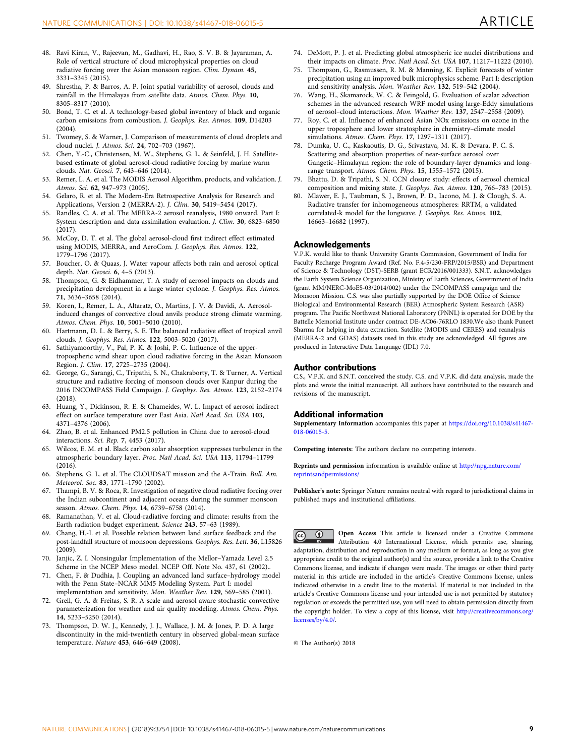48. Ravi Kiran, V., Rajeevan, M., Gadhavi, H., Rao, S. V. B. & Jayaraman, A. Role of vertical structure of cloud microphysical properties on cloud radiative forcing over the Asian monsoon region. *Clim. Dynam.* **45**, 3331–3345 (2015).
49. Shrestha, P. & Barros, A. P. Joint spatial variability of aerosol, clouds and rainfall in the Himalayas from satellite data. *Atmos. Chem. Phys.* **10**, 8305–8317 (2010).
50. Bond, T. C. et al. A technology-based global inventory of black and organic carbon emissions from combustion. *J. Geophys. Res. Atmos.* **109**, D14203 (2004).
51. Twomey, S. & Warner, J. Comparison of measurements of cloud droplets and cloud nuclei. *J. Atmos. Sci.* **24**, 702–703 (1967).
52. Chen, Y.-C., Christensen, M. W., Stephens, G. L. & Seinfeld, J. H. Satellite-based estimate of global aerosol-cloud radiative forcing by marine warm clouds. *Nat. Geosci.* **7**, 643–646 (2014).
53. Remer, L. A. et al. The MODIS Aerosol Algorithm, products, and validation. *J. Atmos. Sci.* **62**, 947–973 (2005).
54. Gelaro, R. et al. The Modern-Era Retrospective Analysis for Research and Applications, Version 2 (MERRA-2). *J. Clim.* **30**, 5419–5454 (2017).
55. Randles, C. A. et al. The MERRA-2 aerosol reanalysis, 1980 onward. Part I: System description and data assimilation evaluation. *J. Clim.* **30**, 6823–6850 (2017).
56. McCoy, D. T. et al. The global aerosol-cloud first indirect effect estimated using MODIS, MERRA, and AeroCom. *J. Geophys. Res. Atmos.* **122**, 1779–1796 (2017).
57. Boucher, O. & Quaas, J. Water vapour affects both rain and aerosol optical depth. *Nat. Geosci.* **6**, 4–5 (2013).
58. Thompson, G. & Eidhammer, T. A study of aerosol impacts on clouds and precipitation development in a large winter cyclone. *J. Geophys. Res. Atmos.* **71**, 3636–3658 (2014).
59. Koren, I., Remer, L. A., Altaratz, O., Martins, J. V. & Davidi, A. Aerosol-induced changes of convective cloud anvils produce strong climate warming. *Atmos. Chem. Phys.* **10**, 5001–5010 (2010).
60. Hartmann, D. L. & Berry, S. E. The balanced radiative effect of tropical anvil clouds. *J. Geophys. Res. Atmos.* **122**, 5003–5020 (2017).
61. Sathiyamoorthy, V., Pal, P. K. & Joshi, P. C. Influence of the upper-tropospheric wind shear upon cloud radiative forcing in the Asian Monsoon Region. *J. Clim.* **17**, 2725–2735 (2004).
62. George, G., Sarangi, C., Tripathi, S. N., Chakraborty, T. & Turner, A. Vertical structure and radiative forcing of monsoon clouds over Kanpur during the 2016 INCOMPASS Field Campaign. *J. Geophys. Res. Atmos.* **123**, 2152–2174 (2018).
63. Huang, Y., Dickinson, R. E. & Chameides, W. L. Impact of aerosol indirect effect on surface temperature over East Asia. *Natl Acad. Sci. USA* **103**, 4371–4376 (2006).
64. Zhao, B. et al. Enhanced PM2.5 pollution in China due to aerosol-cloud interactions. *Sci. Rep.* **7**, 4453 (2017).
65. Wilcox, E. M. et al. Black carbon solar absorption suppresses turbulence in the atmospheric boundary layer. *Proc. Natl Acad. Sci. USA* **113**, 11794–11799 (2016).
66. Stephens, G. L. et al. The CLOUDSAT mission and the A-Train. *Bull. Am. Meteorol. Soc.* **83**, 1771–1790 (2002).
67. Thampi, B. V. & Roca, R. Investigation of negative cloud radiative forcing over the Indian subcontinent and adjacent oceans during the summer monsoon season. *Atmos. Chem. Phys.* **14**, 6739–6758 (2014).
68. Ramanathan, V. et al. Cloud-radiative forcing and climate: results from the Earth radiation budget experiment. *Science* **243**, 57–63 (1989).
69. Chang, H.-I. et al. Possible relation between land surface feedback and the post-landfall structure of monsoon depressions. *Geophys. Res. Lett.* **36**, L15826 (2009).
70. Janjic, Z. I. Nonsingular Implementation of the Mellor–Yamada Level 2.5 Scheme in the NCEP Meso model. NCEP Off. Note No. 437, 61 (2002)..
71. Chen, F. & Dudhia, J. Coupling an advanced land surface–hydrology model with the Penn State–NCAR MM5 Modeling System. Part I: model implementation and sensitivity. *Mon. Weather Rev.* **129**, 569–585 (2001).
72. Grell, G. A. & Freitas, S. R. A scale and aerosol aware stochastic convective parameterization for weather and air quality modeling. *Atmos. Chem. Phys.* **14**, 5233–5250 (2014).
73. Thompson, D. W. J., Kennedy, J. J., Wallace, J. M. & Jones, P. D. A large discontinuity in the mid-twentieth century in observed global-mean surface temperature. *Nature* **453**, 646–649 (2008).
74. DeMott, P. J. et al. Predicting global atmospheric ice nuclei distributions and their impacts on climate. *Proc. Natl Acad. Sci. USA* **107**, 11217–11222 (2010).
75. Thompson, G., Rasmussen, R. M. & Manning, K. Explicit forecasts of winter precipitation using an improved bulk microphysics scheme. Part I: description and sensitivity analysis. *Mon. Weather Rev.* **132**, 519–542 (2004).
76. Wang, H., Skamarock, W. C. & Feingold, G. Evaluation of scalar advection schemes in the advanced research WRF model using large-Eddy simulations of aerosol–cloud interactions. *Mon. Weather Rev.* **137**, 2547–2558 (2009).
77. Roy, C. et al. Influence of enhanced Asian NOx emissions on ozone in the upper troposphere and lower stratosphere in chemistry–climate model simulations. *Atmos. Chem. Phys.* **17**, 1297–1311 (2017).
78. Dumka, U. C., Kaskaoutis, D. G., Srivastava, M. K. & Devara, P. C. S. Scattering and absorption properties of near-surface aerosol over Gangetic–Himalayan region: the role of boundary-layer dynamics and long-range transport. *Atmos. Chem. Phys.* **15**, 1555–1572 (2015).
79. Bhattu, D. & Tripathi, S. N. CCN closure study: effects of aerosol chemical composition and mixing state. *J. Geophys. Res. Atmos.* **120**, 766–783 (2015).
80. Mlawer, E. J., Taubman, S. J., Brown, P. D., Iacono, M. J. & Clough, S. A. Radiative transfer for inhomogeneous atmospheres: RRTM, a validated correlated-k model for the longwave. *J. Geophys. Res. Atmos.* **102**, 16663–16682 (1997).

## Acknowledgements

V.P.K. would like to thank University Grants Commission, Government of India for Faculty Recharge Program Award (Ref. No. F.4-5/230-FRP/2015/BSR) and Department of Science & Technology (DST)-SERB (grant ECR/2016/001333). S.N.T. acknowledges the Earth System Science Organization, Ministry of Earth Sciences, Government of India (grant MM/NERC-MoES-03/2014/002) under the INCOMPASS campaign and the Monsoon Mission. C.S. was also partially supported by the DOE Office of Science Biological and Environmental Research (BER) Atmospheric System Research (ASR) program. The Pacific Northwest National Laboratory (PNNL) is operated for DOE by the Battelle Memorial Institute under contract DE-AC06-76RLO 1830.We also thank Puneet Sharma for helping in data extraction. Satellite (MODIS and CERES) and reanalysis (MERRA-2 and GDAS) datasets used in this study are acknowledged. All figures are produced in Interactive Data Language (IDL) 7.0.

## Author contributions

C.S., V.P.K. and S.N.T. conceived the study. C.S. and V.P.K. did data analysis, made the plots and wrote the initial manuscript. All authors have contributed to the research and revisions of the manuscript.

## Additional information

**Supplementary Information** accompanies this paper at https://doi.org/10.1038/s41467-018-06015-5.

**Competing interests:** The authors declare no competing interests.

**Reprints and permission** information is available online at http://npg.nature.com/reprintsandpermissions/

**Publisher's note:** Springer Nature remains neutral with regard to jurisdictional claims in published maps and institutional affiliations.

**Open Access** This article is licensed under a Creative Commons Attribution 4.0 International License, which permits use, sharing, adaptation, distribution and reproduction in any medium or format, as long as you give appropriate credit to the original author(s) and the source, provide a link to the Creative Commons license, and indicate if changes were made. The images or other third party material in this article are included in the article's Creative Commons license, unless indicated otherwise in a credit line to the material. If material is not included in the article's Creative Commons license and your intended use is not permitted by statutory regulation or exceeds the permitted use, you will need to obtain permission directly from the copyright holder. To view a copy of this license, visit http://creativecommons.org/licenses/by/4.0/.

© The Author(s) 2018